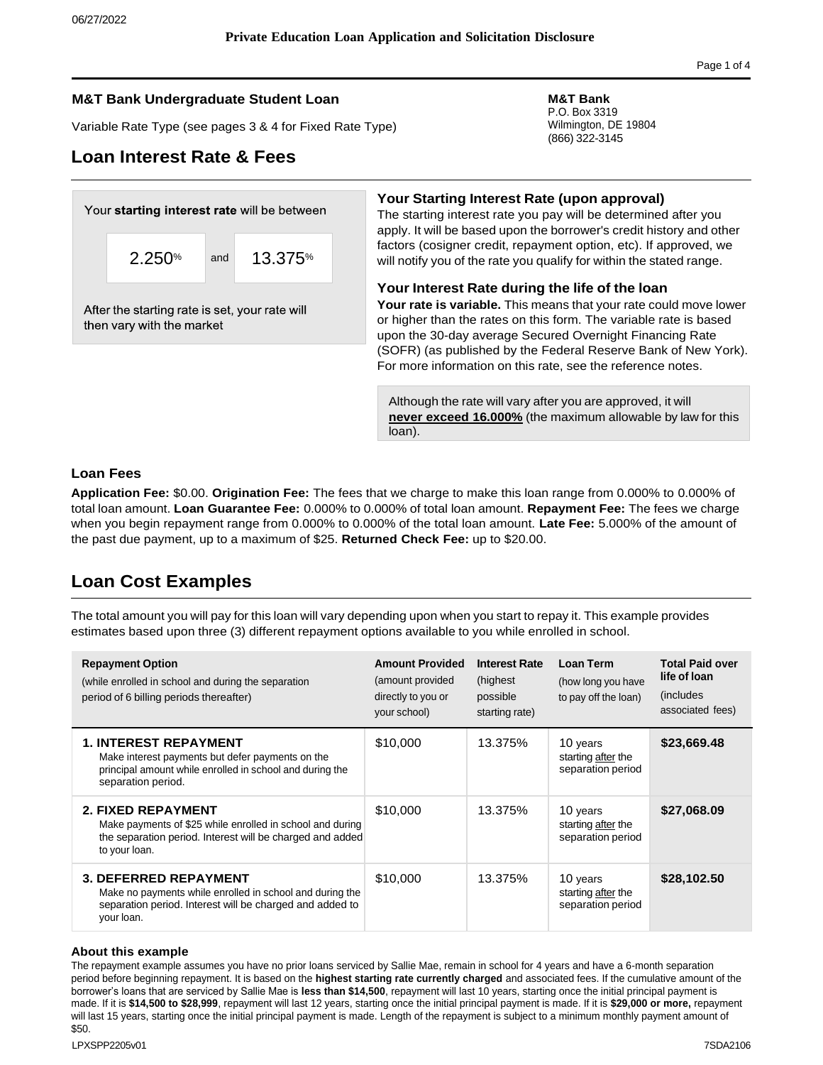06/27/2022

**Private Education Loan Application and Solicitation Disclosure**

**M&T Bank Undergraduate Student Loan**

Variable Rate Type (see pages 3 & 4 for Fixed Rate Type)

**M&T Bank**
P.O. Box 3319
Wilmington, DE 19804
(866) 322-3145

## Loan Interest Rate & Fees

Your **starting interest rate** will be between

2.250% and 13.375%

After the starting rate is set, your rate will then vary with the market

### Your Starting Interest Rate (upon approval)

The starting interest rate you pay will be determined after you apply. It will be based upon the borrower's credit history and other factors (cosigner credit, repayment option, etc). If approved, we will notify you of the rate you qualify for within the stated range.

### Your Interest Rate during the life of the loan

**Your rate is variable.** This means that your rate could move lower or higher than the rates on this form. The variable rate is based upon the 30-day average Secured Overnight Financing Rate (SOFR) (as published by the Federal Reserve Bank of New York). For more information on this rate, see the reference notes.

Although the rate will vary after you are approved, it will **never exceed 16.000%** (the maximum allowable by law for this loan).

### Loan Fees

**Application Fee:** $0.00. **Origination Fee:** The fees that we charge to make this loan range from 0.000% to 0.000% of total loan amount. **Loan Guarantee Fee:** 0.000% to 0.000% of total loan amount. **Repayment Fee:** The fees we charge when you begin repayment range from 0.000% to 0.000% of the total loan amount. **Late Fee:** 5.000% of the amount of the past due payment, up to a maximum of $25. **Returned Check Fee:** up to $20.00.

## Loan Cost Examples

The total amount you will pay for this loan will vary depending upon when you start to repay it. This example provides estimates based upon three (3) different repayment options available to you while enrolled in school.

| **Repayment Option** (while enrolled in school and during the separation period of 6 billing periods thereafter) | **Amount Provided** (amount provided directly to you or your school) | **Interest Rate** (highest possible starting rate) | **Loan Term** (how long you have to pay off the loan) | **Total Paid over life of loan** (includes associated fees) |
|---|---|---|---|---|
| **1. INTEREST REPAYMENT** Make interest payments but defer payments on the principal amount while enrolled in school and during the separation period. | $10,000 | 13.375% | 10 years starting after the separation period | **$23,669.48** |
| **2. FIXED REPAYMENT** Make payments of $25 while enrolled in school and during the separation period. Interest will be charged and added to your loan. | $10,000 | 13.375% | 10 years starting after the separation period | **$27,068.09** |
| **3. DEFERRED REPAYMENT** Make no payments while enrolled in school and during the separation period. Interest will be charged and added to your loan. | $10,000 | 13.375% | 10 years starting after the separation period | **$28,102.50** |

**About this example**

The repayment example assumes you have no prior loans serviced by Sallie Mae, remain in school for 4 years and have a 6-month separation period before beginning repayment. It is based on the **highest starting rate currently charged** and associated fees. If the cumulative amount of the borrower's loans that are serviced by Sallie Mae is **less than $14,500**, repayment will last 10 years, starting once the initial principal payment is made. If it is **$14,500 to $28,999**, repayment will last 12 years, starting once the initial principal payment is made. If it is **$29,000 or more,** repayment will last 15 years, starting once the initial principal payment is made. Length of the repayment is subject to a minimum monthly payment amount of $50.

LPXSPP2205v01 7SDA2106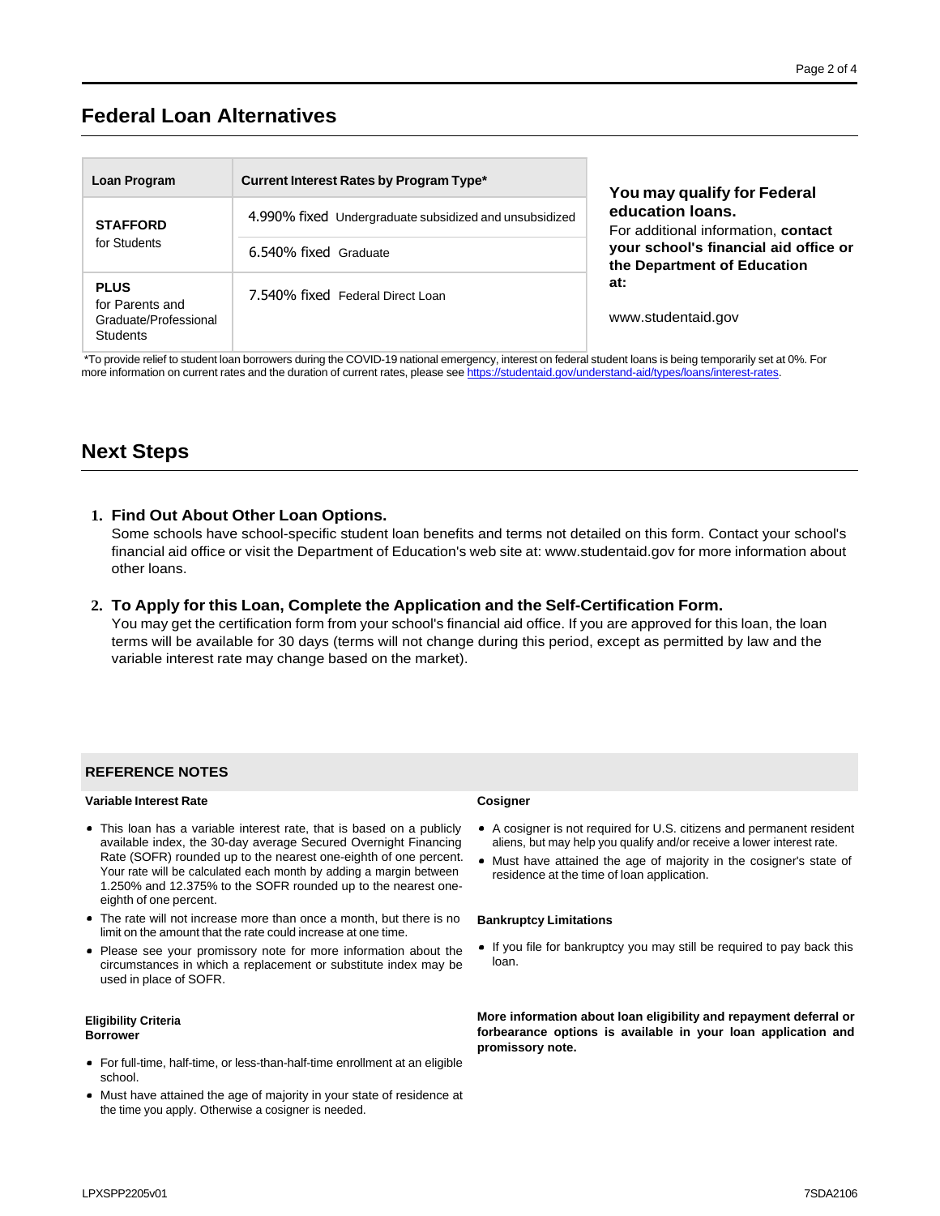## Federal Loan Alternatives

| Loan Program | Current Interest Rates by Program Type* |
|---|---|
| **STAFFORD** for Students | 4.990% fixed Undergraduate subsidized and unsubsidized |
| | 6.540% fixed Graduate |
| **PLUS** for Parents and Graduate/Professional Students | 7.540% fixed Federal Direct Loan |

**You may qualify for Federal education loans.**
For additional information, **contact your school's financial aid office or the Department of Education at:**

www.studentaid.gov

*To provide relief to student loan borrowers during the COVID-19 national emergency, interest on federal student loans is being temporarily set at 0%. For more information on current rates and the duration of current rates, please see https://studentaid.gov/understand-aid/types/loans/interest-rates.

## Next Steps

1. **Find Out About Other Loan Options.**
   Some schools have school-specific student loan benefits and terms not detailed on this form. Contact your school's financial aid office or visit the Department of Education's web site at: www.studentaid.gov for more information about other loans.

2. **To Apply for this Loan, Complete the Application and the Self-Certification Form.**
   You may get the certification form from your school's financial aid office. If you are approved for this loan, the loan terms will be available for 30 days (terms will not change during this period, except as permitted by law and the variable interest rate may change based on the market).

### REFERENCE NOTES

**Variable Interest Rate**

- This loan has a variable interest rate, that is based on a publicly available index, the 30-day average Secured Overnight Financing Rate (SOFR) rounded up to the nearest one-eighth of one percent. Your rate will be calculated each month by adding a margin between 1.250% and 12.375% to the SOFR rounded up to the nearest one-eighth of one percent.
- The rate will not increase more than once a month, but there is no limit on the amount that the rate could increase at one time.
- Please see your promissory note for more information about the circumstances in which a replacement or substitute index may be used in place of SOFR.

**Eligibility Criteria**
**Borrower**

- For full-time, half-time, or less-than-half-time enrollment at an eligible school.
- Must have attained the age of majority in your state of residence at the time you apply. Otherwise a cosigner is needed.

**Cosigner**

- A cosigner is not required for U.S. citizens and permanent resident aliens, but may help you qualify and/or receive a lower interest rate.
- Must have attained the age of majority in the cosigner's state of residence at the time of loan application.

**Bankruptcy Limitations**

- If you file for bankruptcy you may still be required to pay back this loan.

**More information about loan eligibility and repayment deferral or forbearance options is available in your loan application and promissory note.**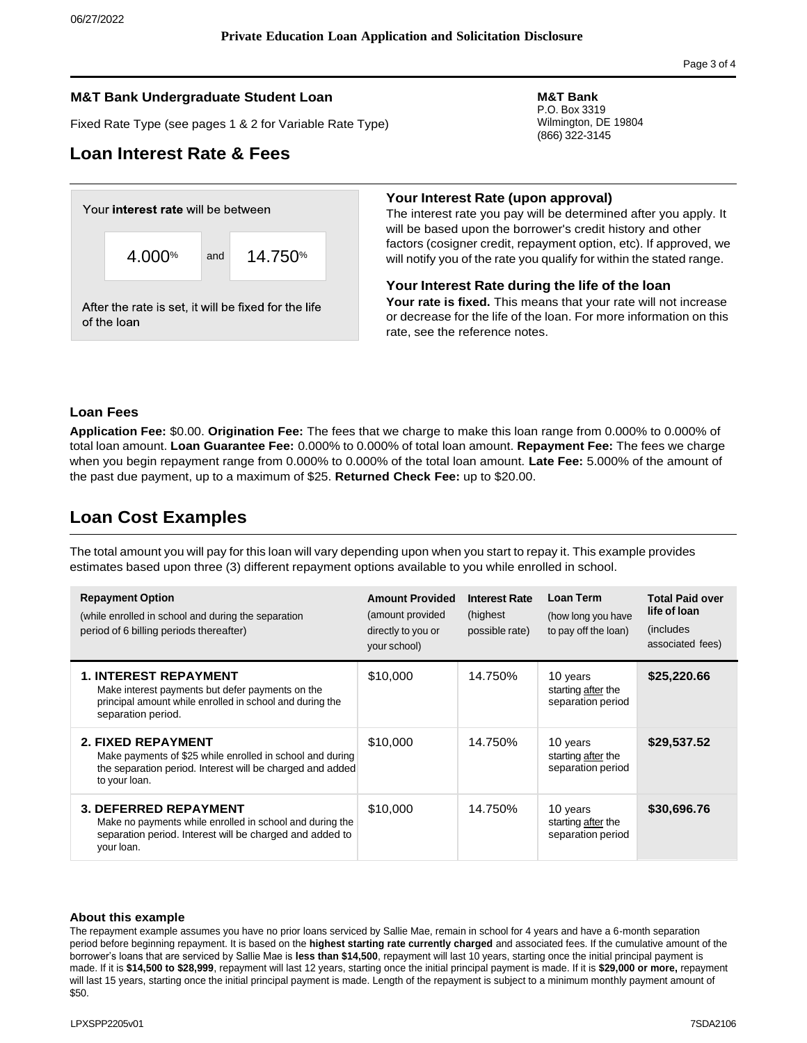06/27/2022

**Private Education Loan Application and Solicitation Disclosure**

**M&T Bank Undergraduate Student Loan**

Fixed Rate Type (see pages 1 & 2 for Variable Rate Type)

**M&T Bank**
P.O. Box 3319
Wilmington, DE 19804
(866) 322-3145

## Loan Interest Rate & Fees

Your **interest rate** will be between

4.000% and 14.750%

After the rate is set, it will be fixed for the life of the loan

**Your Interest Rate (upon approval)**
The interest rate you pay will be determined after you apply. It will be based upon the borrower's credit history and other factors (cosigner credit, repayment option, etc). If approved, we will notify you of the rate you qualify for within the stated range.

**Your Interest Rate during the life of the loan**
**Your rate is fixed.** This means that your rate will not increase or decrease for the life of the loan. For more information on this rate, see the reference notes.

### Loan Fees

**Application Fee:** $0.00. **Origination Fee:** The fees that we charge to make this loan range from 0.000% to 0.000% of total loan amount. **Loan Guarantee Fee:** 0.000% to 0.000% of total loan amount. **Repayment Fee:** The fees we charge when you begin repayment range from 0.000% to 0.000% of the total loan amount. **Late Fee:** 5.000% of the amount of the past due payment, up to a maximum of $25. **Returned Check Fee:** up to $20.00.

## Loan Cost Examples

The total amount you will pay for this loan will vary depending upon when you start to repay it. This example provides estimates based upon three (3) different repayment options available to you while enrolled in school.

| **Repayment Option** (while enrolled in school and during the separation period of 6 billing periods thereafter) | **Amount Provided** (amount provided directly to you or your school) | **Interest Rate** (highest possible rate) | **Loan Term** (how long you have to pay off the loan) | **Total Paid over life of loan** (includes associated fees) |
|---|---|---|---|---|
| **1. INTEREST REPAYMENT** Make interest payments but defer payments on the principal amount while enrolled in school and during the separation period. | $10,000 | 14.750% | 10 years starting after the separation period | **$25,220.66** |
| **2. FIXED REPAYMENT** Make payments of $25 while enrolled in school and during the separation period. Interest will be charged and added to your loan. | $10,000 | 14.750% | 10 years starting after the separation period | **$29,537.52** |
| **3. DEFERRED REPAYMENT** Make no payments while enrolled in school and during the separation period. Interest will be charged and added to your loan. | $10,000 | 14.750% | 10 years starting after the separation period | **$30,696.76** |

**About this example**

The repayment example assumes you have no prior loans serviced by Sallie Mae, remain in school for 4 years and have a 6-month separation period before beginning repayment. It is based on the **highest starting rate currently charged** and associated fees. If the cumulative amount of the borrower's loans that are serviced by Sallie Mae is **less than $14,500**, repayment will last 10 years, starting once the initial principal payment is made. If it is **$14,500 to $28,999**, repayment will last 12 years, starting once the initial principal payment is made. If it is **$29,000 or more,** repayment will last 15 years, starting once the initial principal payment is made. Length of the repayment is subject to a minimum monthly payment amount of $50.

LPXSPP2205v01 7SDA2106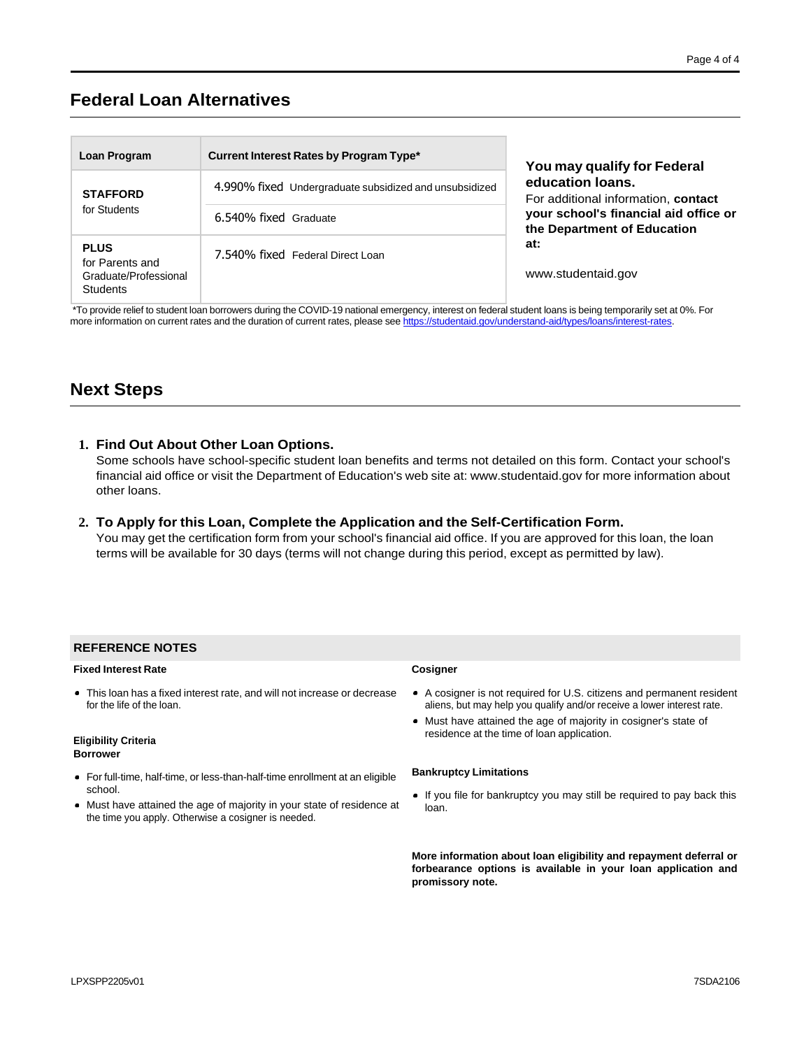## Federal Loan Alternatives

| Loan Program | Current Interest Rates by Program Type* |
|---|---|
| **STAFFORD** for Students | 4.990% fixed Undergraduate subsidized and unsubsidized |
| | 6.540% fixed Graduate |
| **PLUS** for Parents and Graduate/Professional Students | 7.540% fixed Federal Direct Loan |

**You may qualify for Federal education loans.**
For additional information, **contact your school's financial aid office or the Department of Education at:**

www.studentaid.gov

*To provide relief to student loan borrowers during the COVID-19 national emergency, interest on federal student loans is being temporarily set at 0%. For more information on current rates and the duration of current rates, please see https://studentaid.gov/understand-aid/types/loans/interest-rates.

## Next Steps

1. **Find Out About Other Loan Options.**
   Some schools have school-specific student loan benefits and terms not detailed on this form. Contact your school's financial aid office or visit the Department of Education's web site at: www.studentaid.gov for more information about other loans.

2. **To Apply for this Loan, Complete the Application and the Self-Certification Form.**
   You may get the certification form from your school's financial aid office. If you are approved for this loan, the loan terms will be available for 30 days (terms will not change during this period, except as permitted by law).

### REFERENCE NOTES

**Fixed Interest Rate**

- This loan has a fixed interest rate, and will not increase or decrease for the life of the loan.

**Eligibility Criteria**
**Borrower**

- For full-time, half-time, or less-than-half-time enrollment at an eligible school.
- Must have attained the age of majority in your state of residence at the time you apply. Otherwise a cosigner is needed.

**Cosigner**

- A cosigner is not required for U.S. citizens and permanent resident aliens, but may help you qualify and/or receive a lower interest rate.
- Must have attained the age of majority in cosigner's state of residence at the time of loan application.

**Bankruptcy Limitations**

- If you file for bankruptcy you may still be required to pay back this loan.

**More information about loan eligibility and repayment deferral or forbearance options is available in your loan application and promissory note.**

LPXSPP2205v01 7SDA2106